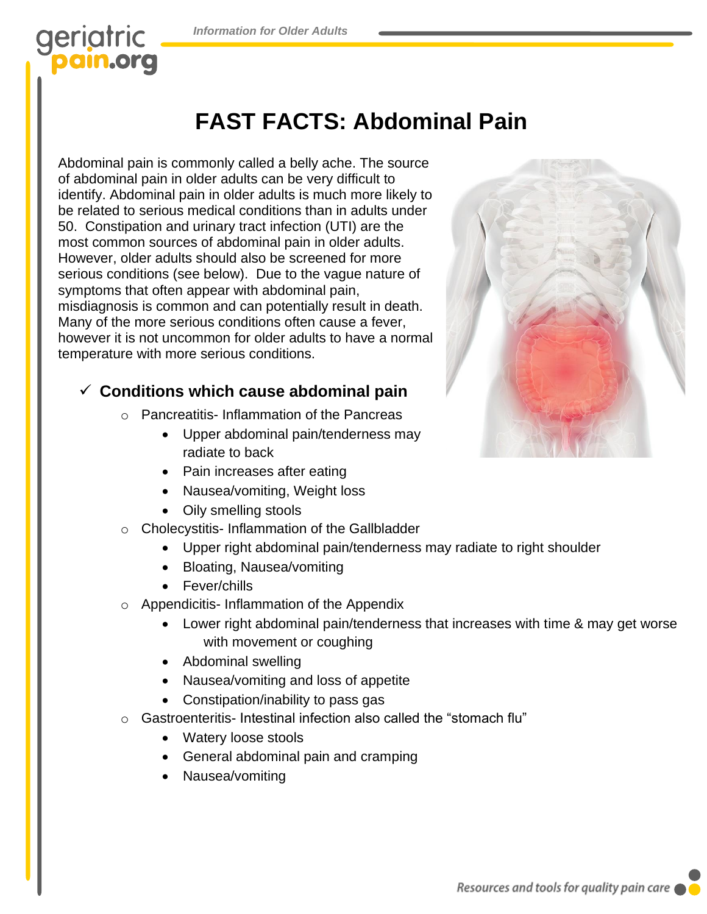# FAST FACTS: Abdominal Pain

Abdominal pain is commonly called a belly ache. The source of abdominal pain in older adults can be very difficult to identify. Abdominal pain in older adults is much more likely to be related to serious medical conditions than in adults under 50. Constipation and urinary tract infection (UTI) are the most common sources of abdominal pain in older adults. However, older adults should also be screened for more serious conditions (see below). Due to the vague nature of symptoms that often appear with abdominal pain, misdiagnosis is common and can potentially result in death. Many of the more serious conditions often cause a fever, however it is not uncommon for older adults to have a normal temperature with more serious conditions.

## ✓ Conditions which cause abdominal pain

- Pancreatitis- Inflammation of the Pancreas
  - Upper abdominal pain/tenderness may radiate to back
  - Pain increases after eating
  - Nausea/vomiting, Weight loss
  - Oily smelling stools
- Cholecystitis- Inflammation of the Gallbladder
  - Upper right abdominal pain/tenderness may radiate to right shoulder
  - Bloating, Nausea/vomiting
  - Fever/chills
- Appendicitis- Inflammation of the Appendix
  - Lower right abdominal pain/tenderness that increases with time & may get worse with movement or coughing
  - Abdominal swelling
  - Nausea/vomiting and loss of appetite
  - Constipation/inability to pass gas
- Gastroenteritis- Intestinal infection also called the "stomach flu"
  - Watery loose stools
  - General abdominal pain and cramping
  - Nausea/vomiting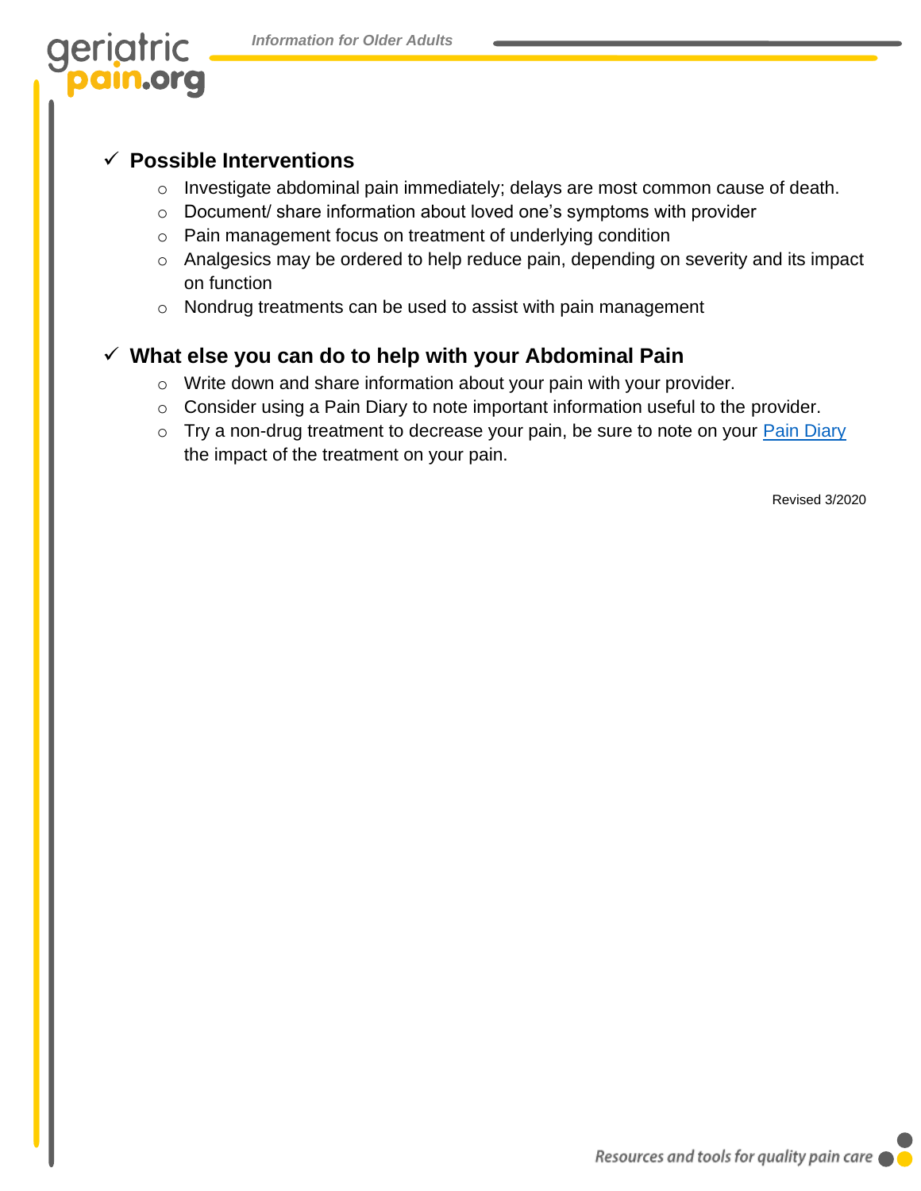## ✓ Possible Interventions

- Investigate abdominal pain immediately; delays are most common cause of death.
- Document/ share information about loved one's symptoms with provider
- Pain management focus on treatment of underlying condition
- Analgesics may be ordered to help reduce pain, depending on severity and its impact on function
- Nondrug treatments can be used to assist with pain management

## ✓ What else you can do to help with your Abdominal Pain

- Write down and share information about your pain with your provider.
- Consider using a Pain Diary to note important information useful to the provider.
- Try a non-drug treatment to decrease your pain, be sure to note on your Pain Diary the impact of the treatment on your pain.

Revised 3/2020